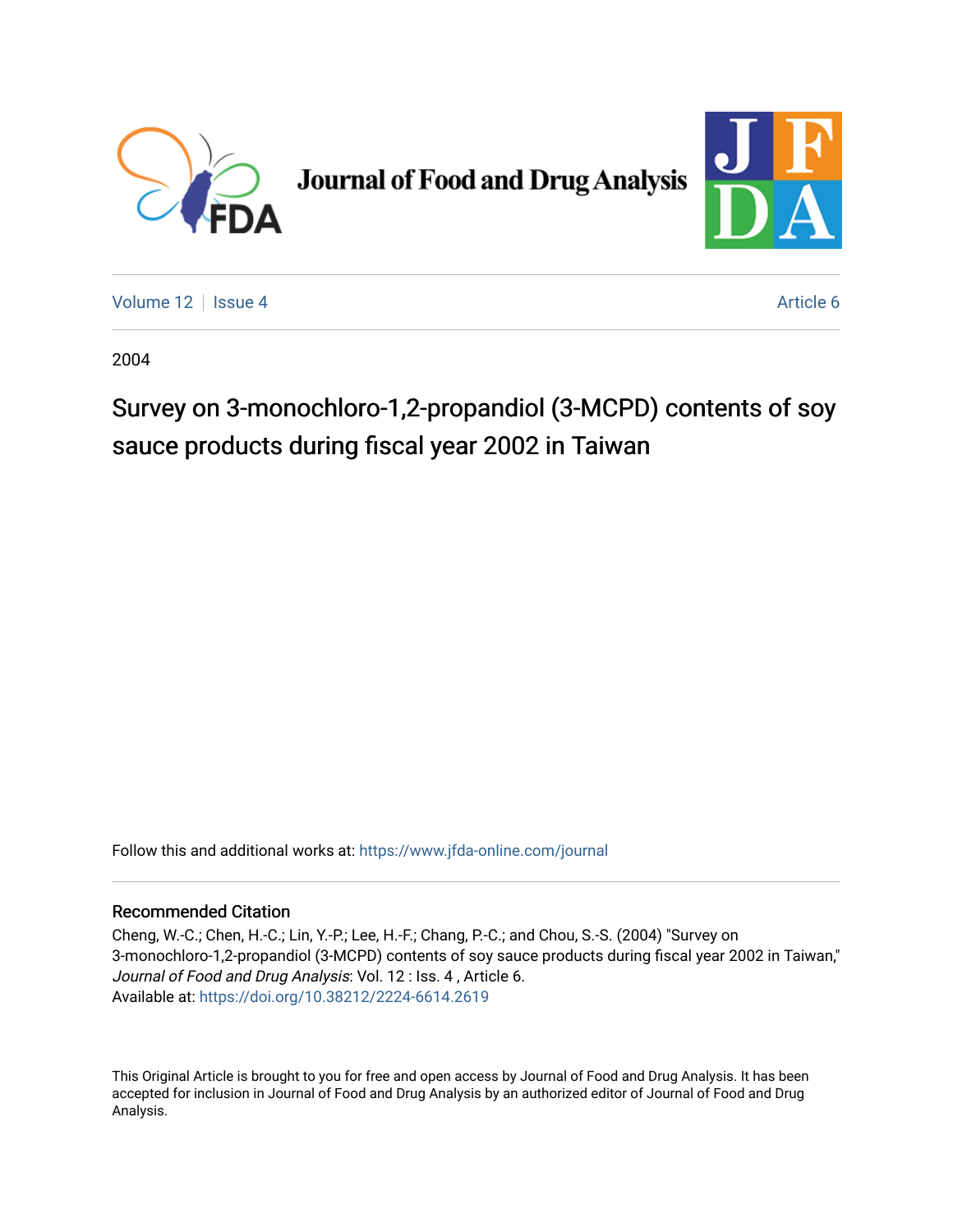Journal of Food and Drug Analysis

Volume 12 | Issue 4 | Article 6

2004

# Survey on 3-monochloro-1,2-propandiol (3-MCPD) contents of soy sauce products during fiscal year 2002 in Taiwan

Follow this and additional works at: https://www.jfda-online.com/journal

### Recommended Citation

Cheng, W.-C.; Chen, H.-C.; Lin, Y.-P.; Lee, H.-F.; Chang, P.-C.; and Chou, S.-S. (2004) "Survey on 3-monochloro-1,2-propandiol (3-MCPD) contents of soy sauce products during fiscal year 2002 in Taiwan," *Journal of Food and Drug Analysis*: Vol. 12 : Iss. 4 , Article 6.
Available at: https://doi.org/10.38212/2224-6614.2619

This Original Article is brought to you for free and open access by Journal of Food and Drug Analysis. It has been accepted for inclusion in Journal of Food and Drug Analysis by an authorized editor of Journal of Food and Drug Analysis.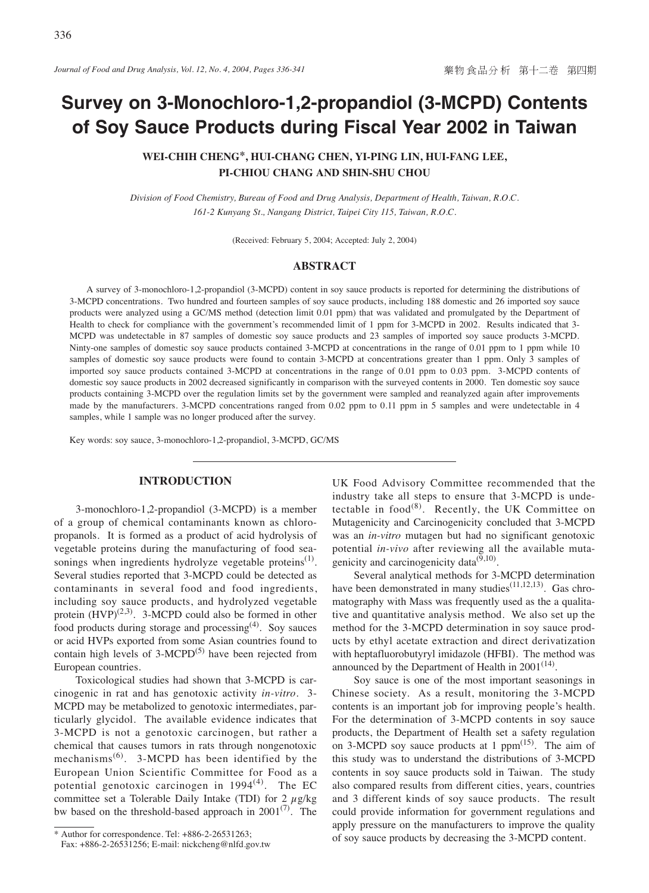# Survey on 3-Monochloro-1,2-propandiol (3-MCPD) Contents of Soy Sauce Products during Fiscal Year 2002 in Taiwan

**WEI-CHIH CHENG*, HUI-CHANG CHEN, YI-PING LIN, HUI-FANG LEE, PI-CHIOU CHANG AND SHIN-SHU CHOU**

*Division of Food Chemistry, Bureau of Food and Drug Analysis, Department of Health, Taiwan, R.O.C. 161-2 Kunyang St., Nangang District, Taipei City 115, Taiwan, R.O.C.*

(Received: February 5, 2004; Accepted: July 2, 2004)

## ABSTRACT

A survey of 3-monochloro-1,2-propandiol (3-MCPD) content in soy sauce products is reported for determining the distributions of 3-MCPD concentrations. Two hundred and fourteen samples of soy sauce products, including 188 domestic and 26 imported soy sauce products were analyzed using a GC/MS method (detection limit 0.01 ppm) that was validated and promulgated by the Department of Health to check for compliance with the government's recommended limit of 1 ppm for 3-MCPD in 2002. Results indicated that 3-MCPD was undetectable in 87 samples of domestic soy sauce products and 23 samples of imported soy sauce products 3-MCPD. Ninty-one samples of domestic soy sauce products contained 3-MCPD at concentrations in the range of 0.01 ppm to 1 ppm while 10 samples of domestic soy sauce products were found to contain 3-MCPD at concentrations greater than 1 ppm. Only 3 samples of imported soy sauce products contained 3-MCPD at concentrations in the range of 0.01 ppm to 0.03 ppm. 3-MCPD contents of domestic soy sauce products in 2002 decreased significantly in comparison with the surveyed contents in 2000. Ten domestic soy sauce products containing 3-MCPD over the regulation limits set by the government were sampled and reanalyzed again after improvements made by the manufacturers. 3-MCPD concentrations ranged from 0.02 ppm to 0.11 ppm in 5 samples and were undetectable in 4 samples, while 1 sample was no longer produced after the survey.

Key words: soy sauce, 3-monochloro-1,2-propandiol, 3-MCPD, GC/MS

## INTRODUCTION

3-monochloro-1,2-propandiol (3-MCPD) is a member of a group of chemical contaminants known as chloropropanols. It is formed as a product of acid hydrolysis of vegetable proteins during the manufacturing of food seasonings when ingredients hydrolyze vegetable proteins[1]. Several studies reported that 3-MCPD could be detected as contaminants in several food and food ingredients, including soy sauce products, and hydrolyzed vegetable protein (HVP)[2,3]. 3-MCPD could also be formed in other food products during storage and processing[4]. Soy sauces or acid HVPs exported from some Asian countries found to contain high levels of 3-MCPD[5] have been rejected from European countries.

Toxicological studies had shown that 3-MCPD is carcinogenic in rat and has genotoxic activity *in-vitro*. 3-MCPD may be metabolized to genotoxic intermediates, particularly glycidol. The available evidence indicates that 3-MCPD is not a genotoxic carcinogen, but rather a chemical that causes tumors in rats through nongenotoxic mechanisms[6]. 3-MCPD has been identified by the European Union Scientific Committee for Food as a potential genotoxic carcinogen in 1994[4]. The EC committee set a Tolerable Daily Intake (TDI) for 2 $\mu$g/kg bw based on the threshold-based approach in 2001[7]. The UK Food Advisory Committee recommended that the industry take all steps to ensure that 3-MCPD is undetectable in food[8]. Recently, the UK Committee on Mutagenicity and Carcinogenicity concluded that 3-MCPD was an *in-vitro* mutagen but had no significant genotoxic potential *in-vivo* after reviewing all the available mutagenicity and carcinogenicity data[9,10].

Several analytical methods for 3-MCPD determination have been demonstrated in many studies[11,12,13]. Gas chromatography with Mass was frequently used as the a qualitative and quantitative analysis method. We also set up the method for the 3-MCPD determination in soy sauce products by ethyl acetate extraction and direct derivatization with heptafluorobutyryl imidazole (HFBI). The method was announced by the Department of Health in 2001[14].

Soy sauce is one of the most important seasonings in Chinese society. As a result, monitoring the 3-MCPD contents is an important job for improving people's health. For the determination of 3-MCPD contents in soy sauce products, the Department of Health set a safety regulation on 3-MCPD soy sauce products at 1 ppm[15]. The aim of this study was to understand the distributions of 3-MCPD contents in soy sauce products sold in Taiwan. The study also compared results from different cities, years, countries and 3 different kinds of soy sauce products. The result could provide information for government regulations and apply pressure on the manufacturers to improve the quality of soy sauce products by decreasing the 3-MCPD content.

\* Author for correspondence. Tel: +886-2-26531263; Fax: +886-2-26531256; E-mail: nickcheng@nlfd.gov.tw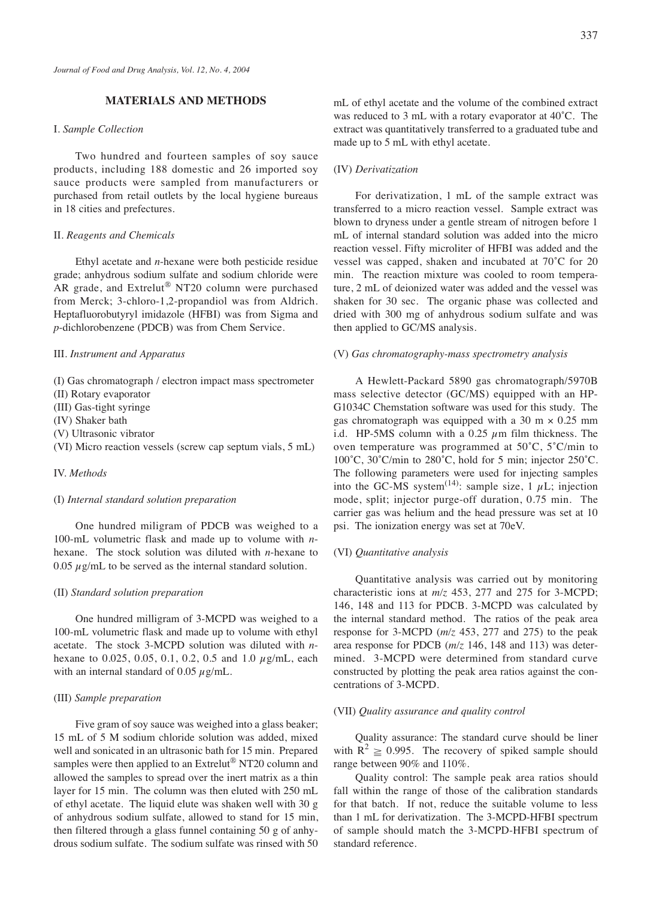## MATERIALS AND METHODS

### I. *Sample Collection*

Two hundred and fourteen samples of soy sauce products, including 188 domestic and 26 imported soy sauce products were sampled from manufacturers or purchased from retail outlets by the local hygiene bureaus in 18 cities and prefectures.

### II. *Reagents and Chemicals*

Ethyl acetate and *n*-hexane were both pesticide residue grade; anhydrous sodium sulfate and sodium chloride were AR grade, and Extrelut® NT20 column were purchased from Merck; 3-chloro-1,2-propandiol was from Aldrich. Heptafluorobutyryl imidazole (HFBI) was from Sigma and *p*-dichlorobenzene (PDCB) was from Chem Service.

### III. *Instrument and Apparatus*

(I) Gas chromatograph / electron impact mass spectrometer
(II) Rotary evaporator
(III) Gas-tight syringe
(IV) Shaker bath
(V) Ultrasonic vibrator
(VI) Micro reaction vessels (screw cap septum vials, 5 mL)

### IV. *Methods*

#### (I) *Internal standard solution preparation*

One hundred miligram of PDCB was weighed to a 100-mL volumetric flask and made up to volume with *n*-hexane. The stock solution was diluted with *n*-hexane to 0.05 $\mu$g/mL to be served as the internal standard solution.

#### (II) *Standard solution preparation*

One hundred milligram of 3-MCPD was weighed to a 100-mL volumetric flask and made up to volume with ethyl acetate. The stock 3-MCPD solution was diluted with *n*-hexane to 0.025, 0.05, 0.1, 0.2, 0.5 and 1.0 $\mu$g/mL, each with an internal standard of 0.05 $\mu$g/mL.

#### (III) *Sample preparation*

Five gram of soy sauce was weighed into a glass beaker; 15 mL of 5 M sodium chloride solution was added, mixed well and sonicated in an ultrasonic bath for 15 min. Prepared samples were then applied to an Extrelut® NT20 column and allowed the samples to spread over the inert matrix as a thin layer for 15 min. The column was then eluted with 250 mL of ethyl acetate. The liquid elute was shaken well with 30 g of anhydrous sodium sulfate, allowed to stand for 15 min, then filtered through a glass funnel containing 50 g of anhydrous sodium sulfate. The sodium sulfate was rinsed with 50 mL of ethyl acetate and the volume of the combined extract was reduced to 3 mL with a rotary evaporator at 40°C. The extract was quantitatively transferred to a graduated tube and made up to 5 mL with ethyl acetate.

#### (IV) *Derivatization*

For derivatization, 1 mL of the sample extract was transferred to a micro reaction vessel. Sample extract was blown to dryness under a gentle stream of nitrogen before 1 mL of internal standard solution was added into the micro reaction vessel. Fifty microliter of HFBI was added and the vessel was capped, shaken and incubated at 70°C for 20 min. The reaction mixture was cooled to room temperature, 2 mL of deionized water was added and the vessel was shaken for 30 sec. The organic phase was collected and dried with 300 mg of anhydrous sodium sulfate and was then applied to GC/MS analysis.

#### (V) *Gas chromatography-mass spectrometry analysis*

A Hewlett-Packard 5890 gas chromatograph/5970B mass selective detector (GC/MS) equipped with an HP-G1034C Chemstation software was used for this study. The gas chromatograph was equipped with a 30 m × 0.25 mm i.d. HP-5MS column with a 0.25 $\mu$m film thickness. The oven temperature was programmed at 50°C, 5°C/min to 100°C, 30°C/min to 280°C, hold for 5 min; injector 250°C. The following parameters were used for injecting samples into the GC-MS system[14]: sample size, 1 $\mu$L; injection mode, split; injector purge-off duration, 0.75 min. The carrier gas was helium and the head pressure was set at 10 psi. The ionization energy was set at 70eV.

#### (VI) *Quantitative analysis*

Quantitative analysis was carried out by monitoring characteristic ions at *m/z* 453, 277 and 275 for 3-MCPD; 146, 148 and 113 for PDCB. 3-MCPD was calculated by the internal standard method. The ratios of the peak area response for 3-MCPD (*m/z* 453, 277 and 275) to the peak area response for PDCB (*m/z* 146, 148 and 113) was determined. 3-MCPD were determined from standard curve constructed by plotting the peak area ratios against the concentrations of 3-MCPD.

#### (VII) *Quality assurance and quality control*

Quality assurance: The standard curve should be liner with $R^2 \geqq 0.995$. The recovery of spiked sample should range between 90% and 110%.

Quality control: The sample peak area ratios should fall within the range of those of the calibration standards for that batch. If not, reduce the suitable volume to less than 1 mL for derivatization. The 3-MCPD-HFBI spectrum of sample should match the 3-MCPD-HFBI spectrum of standard reference.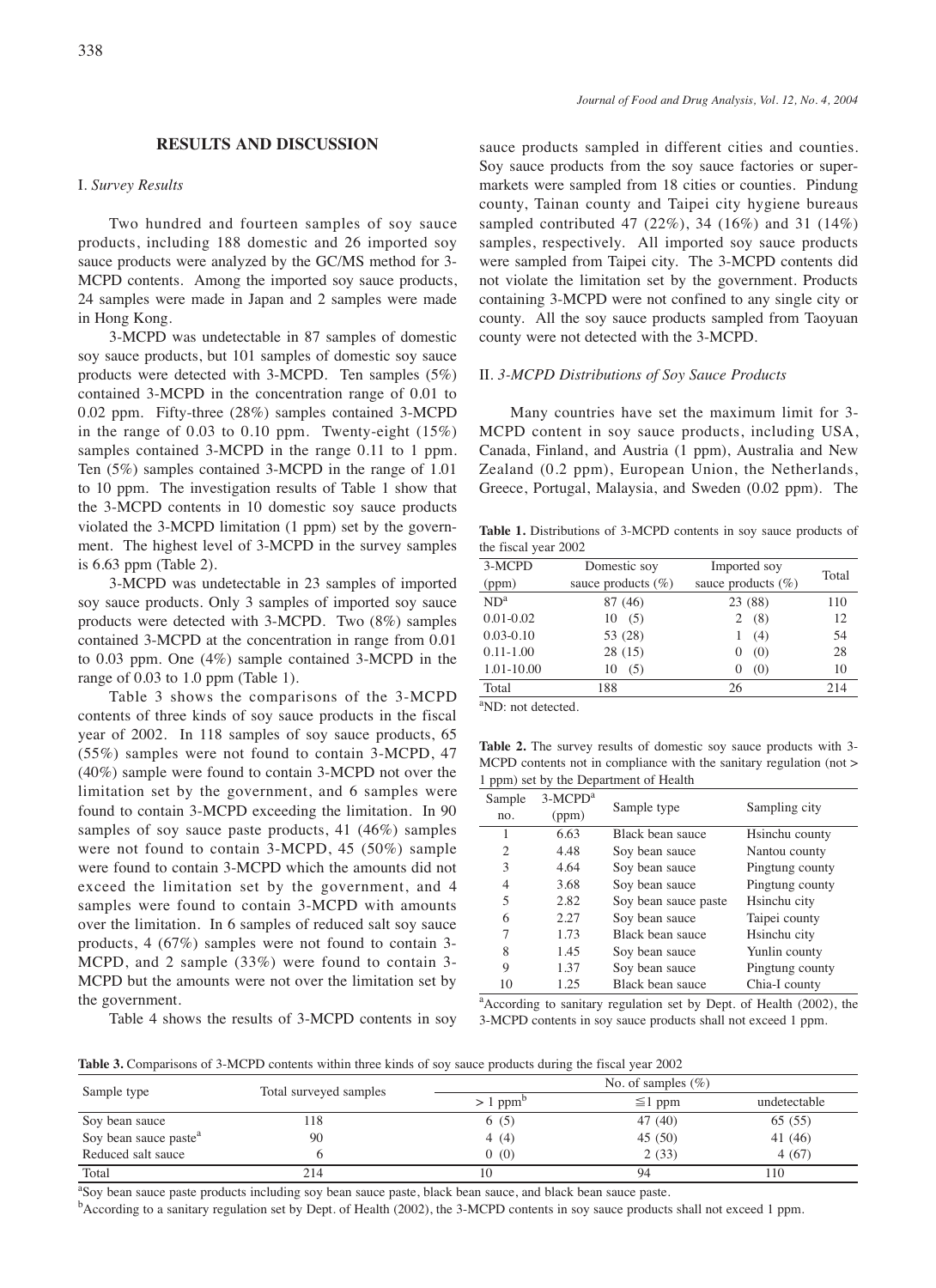## RESULTS AND DISCUSSION

I. *Survey Results*

Two hundred and fourteen samples of soy sauce products, including 188 domestic and 26 imported soy sauce products were analyzed by the GC/MS method for 3-MCPD contents. Among the imported soy sauce products, 24 samples were made in Japan and 2 samples were made in Hong Kong.

3-MCPD was undetectable in 87 samples of domestic soy sauce products, but 101 samples of domestic soy sauce products were detected with 3-MCPD. Ten samples (5%) contained 3-MCPD in the concentration range of 0.01 to 0.02 ppm. Fifty-three (28%) samples contained 3-MCPD in the range of 0.03 to 0.10 ppm. Twenty-eight (15%) samples contained 3-MCPD in the range 0.11 to 1 ppm. Ten (5%) samples contained 3-MCPD in the range of 1.01 to 10 ppm. The investigation results of Table 1 show that the 3-MCPD contents in 10 domestic soy sauce products violated the 3-MCPD limitation (1 ppm) set by the government. The highest level of 3-MCPD in the survey samples is 6.63 ppm (Table 2).

3-MCPD was undetectable in 23 samples of imported soy sauce products. Only 3 samples of imported soy sauce products were detected with 3-MCPD. Two (8%) samples contained 3-MCPD at the concentration in range from 0.01 to 0.03 ppm. One (4%) sample contained 3-MCPD in the range of 0.03 to 1.0 ppm (Table 1).

Table 3 shows the comparisons of the 3-MCPD contents of three kinds of soy sauce products in the fiscal year of 2002. In 118 samples of soy sauce products, 65 (55%) samples were not found to contain 3-MCPD, 47 (40%) sample were found to contain 3-MCPD not over the limitation set by the government, and 6 samples were found to contain 3-MCPD exceeding the limitation. In 90 samples of soy sauce paste products, 41 (46%) samples were not found to contain 3-MCPD, 45 (50%) sample were found to contain 3-MCPD which the amounts did not exceed the limitation set by the government, and 4 samples were found to contain 3-MCPD with amounts over the limitation. In 6 samples of reduced salt soy sauce products, 4 (67%) samples were not found to contain 3-MCPD, and 2 sample (33%) were found to contain 3-MCPD but the amounts were not over the limitation set by the government.

Table 4 shows the results of 3-MCPD contents in soy sauce products sampled in different cities and counties. Soy sauce products from the soy sauce factories or supermarkets were sampled from 18 cities or counties. Pindung county, Tainan county and Taipei city hygiene bureaus sampled contributed 47 (22%), 34 (16%) and 31 (14%) samples, respectively. All imported soy sauce products were sampled from Taipei city. The 3-MCPD contents did not violate the limitation set by the government. Products containing 3-MCPD were not confined to any single city or county. All the soy sauce products sampled from Taoyuan county were not detected with the 3-MCPD.

II. *3-MCPD Distributions of Soy Sauce Products*

Many countries have set the maximum limit for 3-MCPD content in soy sauce products, including USA, Canada, Finland, and Austria (1 ppm), Australia and New Zealand (0.2 ppm), European Union, the Netherlands, Greece, Portugal, Malaysia, and Sweden (0.02 ppm). The

**Table 1.** Distributions of 3-MCPD contents in soy sauce products of the fiscal year 2002

| 3-MCPD (ppm) | Domestic soy sauce products (%) | Imported soy sauce products (%) | Total |
|---|---|---|---|
| ND[a] | 87 (46) | 23 (88) | 110 |
| 0.01-0.02 | 10 (5) | 2 (8) | 12 |
| 0.03-0.10 | 53 (28) | 1 (4) | 54 |
| 0.11-1.00 | 28 (15) | 0 (0) | 28 |
| 1.01-10.00 | 10 (5) | 0 (0) | 10 |
| Total | 188 | 26 | 214 |

[a]ND: not detected.

**Table 2.** The survey results of domestic soy sauce products with 3-MCPD contents not in compliance with the sanitary regulation (not > 1 ppm) set by the Department of Health

| Sample no. | 3-MCPD[a] (ppm) | Sample type | Sampling city |
|---|---|---|---|
| 1 | 6.63 | Black bean sauce | Hsinchu county |
| 2 | 4.48 | Soy bean sauce | Nantou county |
| 3 | 4.64 | Soy bean sauce | Pingtung county |
| 4 | 3.68 | Soy bean sauce | Pingtung county |
| 5 | 2.82 | Soy bean sauce paste | Hsinchu city |
| 6 | 2.27 | Soy bean sauce | Taipei county |
| 7 | 1.73 | Black bean sauce | Hsinchu city |
| 8 | 1.45 | Soy bean sauce | Yunlin county |
| 9 | 1.37 | Soy bean sauce | Pingtung county |
| 10 | 1.25 | Black bean sauce | Chia-I county |

[a]According to sanitary regulation set by Dept. of Health (2002), the 3-MCPD contents in soy sauce products shall not exceed 1 ppm.

**Table 3.** Comparisons of 3-MCPD contents within three kinds of soy sauce products during the fiscal year 2002

| Sample type | Total surveyed samples | No. of samples (%) | | |
|---|---|---|---|---|
| | | > 1 ppm[b] | ≦1 ppm | undetectable |
| Soy bean sauce | 118 | 6 (5) | 47 (40) | 65 (55) |
| Soy bean sauce paste[a] | 90 | 4 (4) | 45 (50) | 41 (46) |
| Reduced salt sauce | 6 | 0 (0) | 2 (33) | 4 (67) |
| Total | 214 | 10 | 94 | 110 |

[a]Soy bean sauce paste products including soy bean sauce paste, black bean sauce, and black bean sauce paste.

[b]According to a sanitary regulation set by Dept. of Health (2002), the 3-MCPD contents in soy sauce products shall not exceed 1 ppm.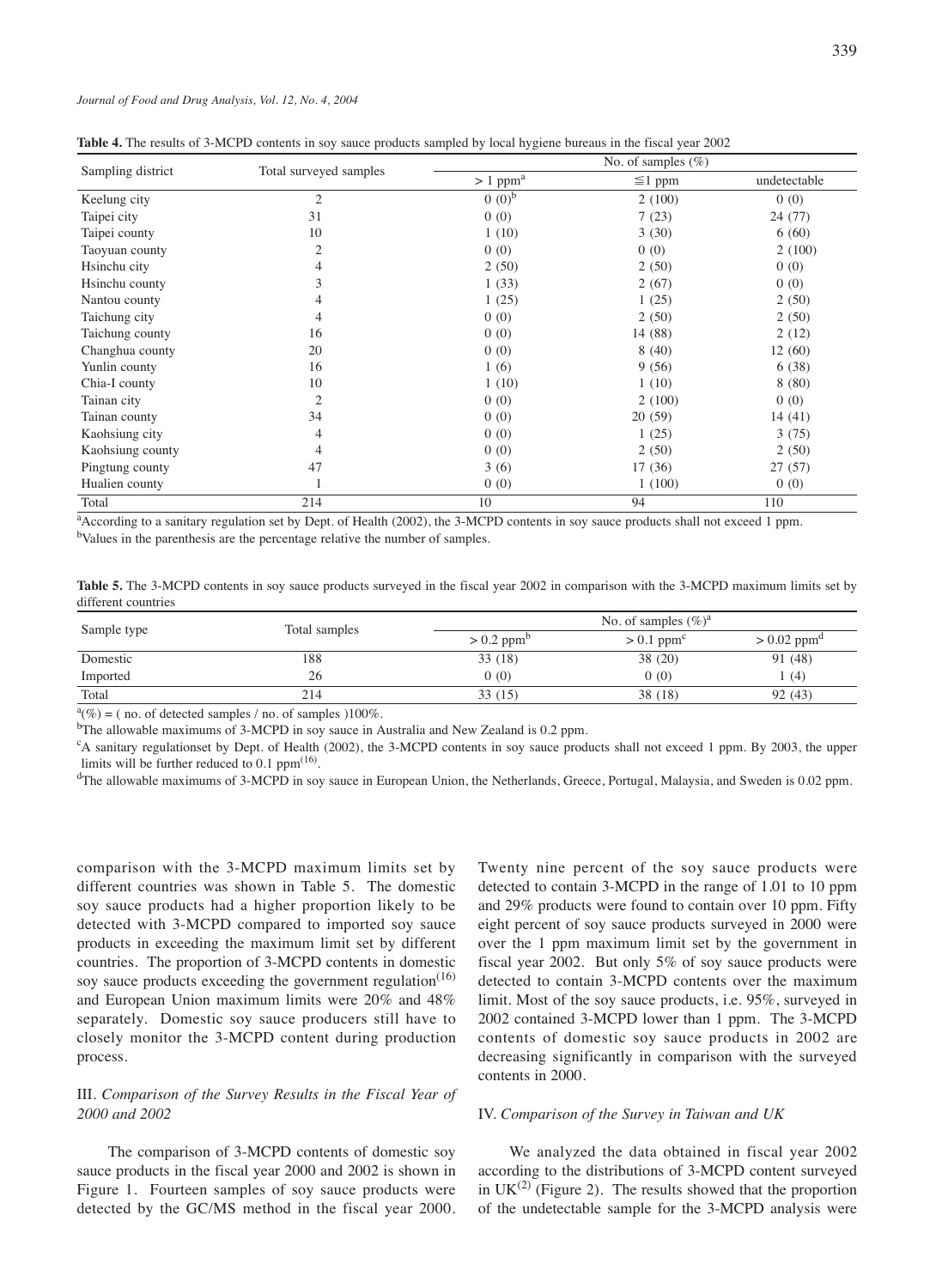**Table 4.** The results of 3-MCPD contents in soy sauce products sampled by local hygiene bureaus in the fiscal year 2002

| Sampling district | Total surveyed samples | No. of samples (%) | | |
|---|---|---|---|---|
| | | > 1 ppm[a] | ≦1 ppm | undetectable |
| Keelung city | 2 | 0 (0)[b] | 2 (100) | 0 (0) |
| Taipei city | 31 | 0 (0) | 7 (23) | 24 (77) |
| Taipei county | 10 | 1 (10) | 3 (30) | 6 (60) |
| Taoyuan county | 2 | 0 (0) | 0 (0) | 2 (100) |
| Hsinchu city | 4 | 2 (50) | 2 (50) | 0 (0) |
| Hsinchu county | 3 | 1 (33) | 2 (67) | 0 (0) |
| Nantou county | 4 | 1 (25) | 1 (25) | 2 (50) |
| Taichung city | 4 | 0 (0) | 2 (50) | 2 (50) |
| Taichung county | 16 | 0 (0) | 14 (88) | 2 (12) |
| Changhua county | 20 | 0 (0) | 8 (40) | 12 (60) |
| Yunlin county | 16 | 1 (6) | 9 (56) | 6 (38) |
| Chia-I county | 10 | 1 (10) | 1 (10) | 8 (80) |
| Tainan city | 2 | 0 (0) | 2 (100) | 0 (0) |
| Tainan county | 34 | 0 (0) | 20 (59) | 14 (41) |
| Kaohsiung city | 4 | 0 (0) | 1 (25) | 3 (75) |
| Kaohsiung county | 4 | 0 (0) | 2 (50) | 2 (50) |
| Pingtung county | 47 | 3 (6) | 17 (36) | 27 (57) |
| Hualien county | 1 | 0 (0) | 1 (100) | 0 (0) |
| Total | 214 | 10 | 94 | 110 |

[a]According to a sanitary regulation set by Dept. of Health (2002), the 3-MCPD contents in soy sauce products shall not exceed 1 ppm.
[b]Values in the parenthesis are the percentage relative the number of samples.

**Table 5.** The 3-MCPD contents in soy sauce products surveyed in the fiscal year 2002 in comparison with the 3-MCPD maximum limits set by different countries

| Sample type | Total samples | No. of samples (%)[a] | | |
|---|---|---|---|---|
| | | > 0.2 ppm[b] | > 0.1 ppm[c] | > 0.02 ppm[d] |
| Domestic | 188 | 33 (18) | 38 (20) | 91 (48) |
| Imported | 26 | 0 (0) | 0 (0) | 1 (4) |
| Total | 214 | 33 (15) | 38 (18) | 92 (43) |

[a](%) = ( no. of detected samples / no. of samples )100%.
[b]The allowable maximums of 3-MCPD in soy sauce in Australia and New Zealand is 0.2 ppm.
[c]A sanitary regulationset by Dept. of Health (2002), the 3-MCPD contents in soy sauce products shall not exceed 1 ppm. By 2003, the upper limits will be further reduced to 0.1 ppm[(16)].
[d]The allowable maximums of 3-MCPD in soy sauce in European Union, the Netherlands, Greece, Portugal, Malaysia, and Sweden is 0.02 ppm.

comparison with the 3-MCPD maximum limits set by different countries was shown in Table 5. The domestic soy sauce products had a higher proportion likely to be detected with 3-MCPD compared to imported soy sauce products in exceeding the maximum limit set by different countries. The proportion of 3-MCPD contents in domestic soy sauce products exceeding the government regulation[(16)] and European Union maximum limits were 20% and 48% separately. Domestic soy sauce producers still have to closely monitor the 3-MCPD content during production process.

### III. *Comparison of the Survey Results in the Fiscal Year of 2000 and 2002*

The comparison of 3-MCPD contents of domestic soy sauce products in the fiscal year 2000 and 2002 is shown in Figure 1. Fourteen samples of soy sauce products were detected by the GC/MS method in the fiscal year 2000. Twenty nine percent of the soy sauce products were detected to contain 3-MCPD in the range of 1.01 to 10 ppm and 29% products were found to contain over 10 ppm. Fifty eight percent of soy sauce products surveyed in 2000 were over the 1 ppm maximum limit set by the government in fiscal year 2002. But only 5% of soy sauce products were detected to contain 3-MCPD contents over the maximum limit. Most of the soy sauce products, i.e. 95%, surveyed in 2002 contained 3-MCPD lower than 1 ppm. The 3-MCPD contents of domestic soy sauce products in 2002 are decreasing significantly in comparison with the surveyed contents in 2000.

### IV. *Comparison of the Survey in Taiwan and UK*

We analyzed the data obtained in fiscal year 2002 according to the distributions of 3-MCPD content surveyed in UK[(2)] (Figure 2). The results showed that the proportion of the undetectable sample for the 3-MCPD analysis were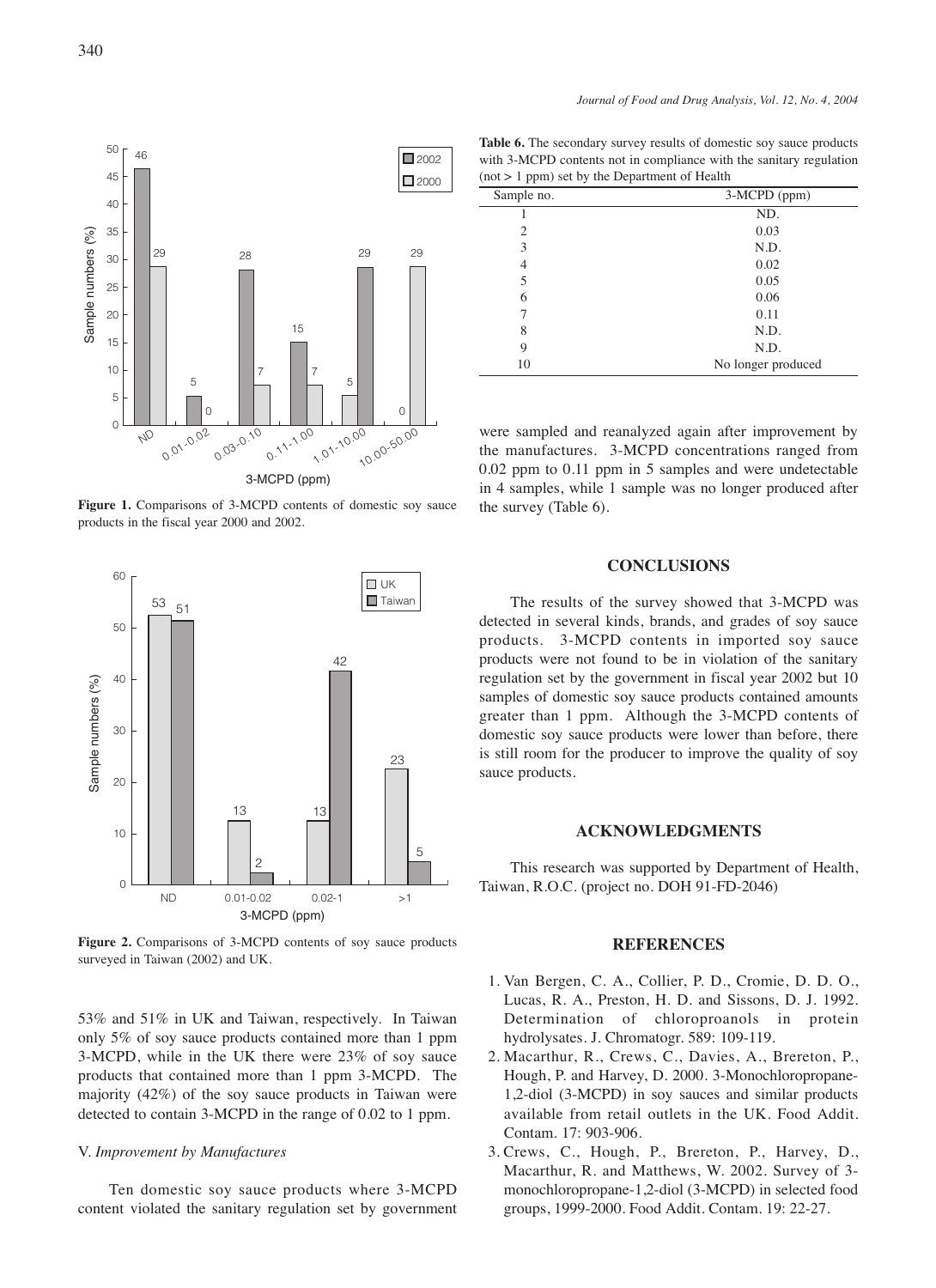50
46
45
40
35
30
25
20
15
10
5
0
29
28
29
29
15
5
7
7
5
0
0
ND
0.01-0.02
0.03-0.10
0.11-1.00
1.01-10.00
10.00-50.00
3-MCPD (ppm)
Sample numbers (%)
2002
2000

**Figure 1.** Comparisons of 3-MCPD contents of domestic soy sauce products in the fiscal year 2000 and 2002.

60
50
40
30
20
10
0
53
51
13
2
13
42
23
5
ND
0.01-0.02
0.02-1
>1
3-MCPD (ppm)
Sample numbers (%)
UK
Taiwan

**Figure 2.** Comparisons of 3-MCPD contents of soy sauce products surveyed in Taiwan (2002) and UK.

53% and 51% in UK and Taiwan, respectively. In Taiwan only 5% of soy sauce products contained more than 1 ppm 3-MCPD, while in the UK there were 23% of soy sauce products that contained more than 1 ppm 3-MCPD. The majority (42%) of the soy sauce products in Taiwan were detected to contain 3-MCPD in the range of 0.02 to 1 ppm.

### V. *Improvement by Manufactures*

Ten domestic soy sauce products where 3-MCPD content violated the sanitary regulation set by government were sampled and reanalyzed again after improvement by the manufactures. 3-MCPD concentrations ranged from 0.02 ppm to 0.11 ppm in 5 samples and were undetectable in 4 samples, while 1 sample was no longer produced after the survey (Table 6).

**Table 6.** The secondary survey results of domestic soy sauce products with 3-MCPD contents not in compliance with the sanitary regulation (not > 1 ppm) set by the Department of Health

| Sample no. | 3-MCPD (ppm) |
|---|---|
| 1 | ND. |
| 2 | 0.03 |
| 3 | N.D. |
| 4 | 0.02 |
| 5 | 0.05 |
| 6 | 0.06 |
| 7 | 0.11 |
| 8 | N.D. |
| 9 | N.D. |
| 10 | No longer produced |

## CONCLUSIONS

The results of the survey showed that 3-MCPD was detected in several kinds, brands, and grades of soy sauce products. 3-MCPD contents in imported soy sauce products were not found to be in violation of the sanitary regulation set by the government in fiscal year 2002 but 10 samples of domestic soy sauce products contained amounts greater than 1 ppm. Although the 3-MCPD contents of domestic soy sauce products were lower than before, there is still room for the producer to improve the quality of soy sauce products.

## ACKNOWLEDGMENTS

This research was supported by Department of Health, Taiwan, R.O.C. (project no. DOH 91-FD-2046)

## REFERENCES

1. Van Bergen, C. A., Collier, P. D., Cromie, D. D. O., Lucas, R. A., Preston, H. D. and Sissons, D. J. 1992. Determination of chloroproanols in protein hydrolysates. J. Chromatogr. 589: 109-119.
2. Macarthur, R., Crews, C., Davies, A., Brereton, P., Hough, P. and Harvey, D. 2000. 3-Monochloropropane-1,2-diol (3-MCPD) in soy sauces and similar products available from retail outlets in the UK. Food Addit. Contam. 17: 903-906.
3. Crews, C., Hough, P., Brereton, P., Harvey, D., Macarthur, R. and Matthews, W. 2002. Survey of 3-monochloropropane-1,2-diol (3-MCPD) in selected food groups, 1999-2000. Food Addit. Contam. 19: 22-27.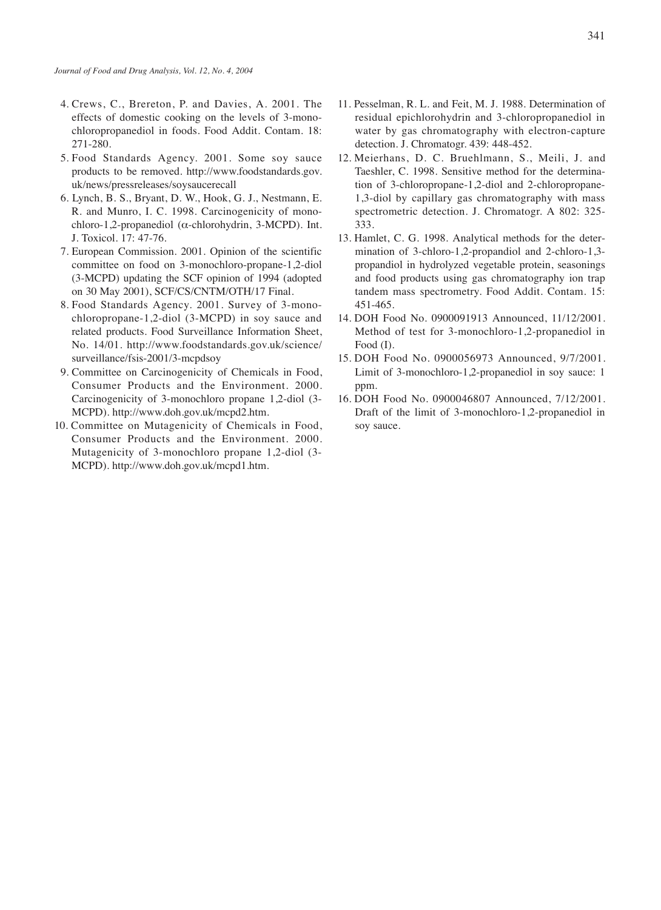4. Crews, C., Brereton, P. and Davies, A. 2001. The effects of domestic cooking on the levels of 3-monochloropropanediol in foods. Food Addit. Contam. 18: 271-280.
5. Food Standards Agency. 2001. Some soy sauce products to be removed. http://www.foodstandards.gov.uk/news/pressreleases/soysaucerecall
6. Lynch, B. S., Bryant, D. W., Hook, G. J., Nestmann, E. R. and Munro, I. C. 1998. Carcinogenicity of monochloro-1,2-propanediol (α-chlorohydrin, 3-MCPD). Int. J. Toxicol. 17: 47-76.
7. European Commission. 2001. Opinion of the scientific committee on food on 3-monochloro-propane-1,2-diol (3-MCPD) updating the SCF opinion of 1994 (adopted on 30 May 2001), SCF/CS/CNTM/OTH/17 Final.
8. Food Standards Agency. 2001. Survey of 3-monochloropropane-1,2-diol (3-MCPD) in soy sauce and related products. Food Surveillance Information Sheet, No. 14/01. http://www.foodstandards.gov.uk/science/surveillance/fsis-2001/3-mcpdsoy
9. Committee on Carcinogenicity of Chemicals in Food, Consumer Products and the Environment. 2000. Carcinogenicity of 3-monochloro propane 1,2-diol (3-MCPD). http://www.doh.gov.uk/mcpd2.htm.
10. Committee on Mutagenicity of Chemicals in Food, Consumer Products and the Environment. 2000. Mutagenicity of 3-monochloro propane 1,2-diol (3-MCPD). http://www.doh.gov.uk/mcpd1.htm.
11. Pesselman, R. L. and Feit, M. J. 1988. Determination of residual epichlorohydrin and 3-chloropropanediol in water by gas chromatography with electron-capture detection. J. Chromatogr. 439: 448-452.
12. Meierhans, D. C. Bruehlmann, S., Meili, J. and Taeshler, C. 1998. Sensitive method for the determination of 3-chloropropane-1,2-diol and 2-chloropropane-1,3-diol by capillary gas chromatography with mass spectrometric detection. J. Chromatogr. A 802: 325-333.
13. Hamlet, C. G. 1998. Analytical methods for the determination of 3-chloro-1,2-propandiol and 2-chloro-1,3-propandiol in hydrolyzed vegetable protein, seasonings and food products using gas chromatography ion trap tandem mass spectrometry. Food Addit. Contam. 15: 451-465.
14. DOH Food No. 0900091913 Announced, 11/12/2001. Method of test for 3-monochloro-1,2-propanediol in Food (I).
15. DOH Food No. 0900056973 Announced, 9/7/2001. Limit of 3-monochloro-1,2-propanediol in soy sauce: 1 ppm.
16. DOH Food No. 0900046807 Announced, 7/12/2001. Draft of the limit of 3-monochloro-1,2-propanediol in soy sauce.